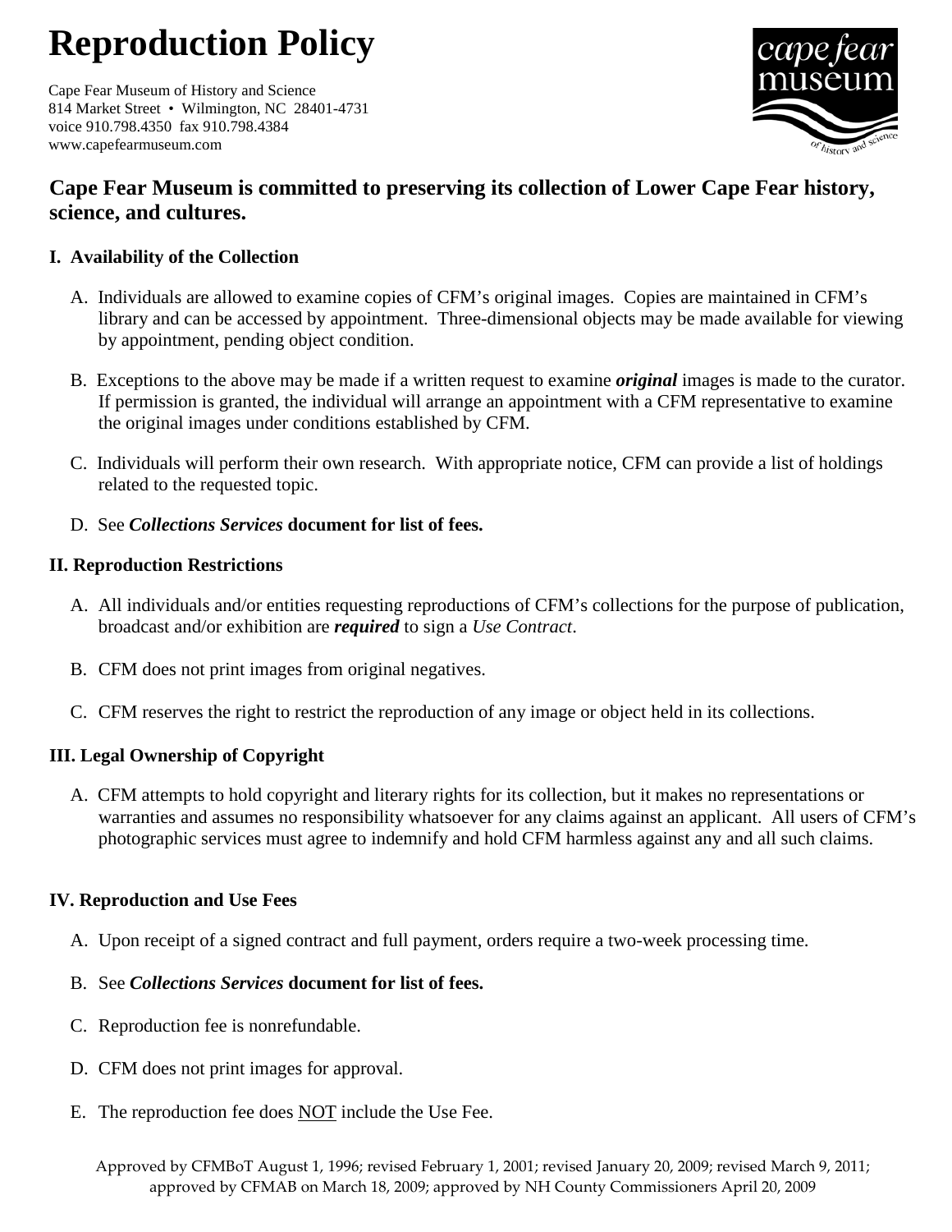# Reproduction Policy

Cape Fear Museum of History and Science
814 Market Street • Wilmington, NC 28401-4731
voice 910.798.4350 fax 910.798.4384
www.capefearmuseum.com

## Cape Fear Museum is committed to preserving its collection of Lower Cape Fear history, science, and cultures.

### I. Availability of the Collection

A. Individuals are allowed to examine copies of CFM's original images. Copies are maintained in CFM's library and can be accessed by appointment. Three-dimensional objects may be made available for viewing by appointment, pending object condition.

B. Exceptions to the above may be made if a written request to examine ***original*** images is made to the curator. If permission is granted, the individual will arrange an appointment with a CFM representative to examine the original images under conditions established by CFM.

C. Individuals will perform their own research. With appropriate notice, CFM can provide a list of holdings related to the requested topic.

D. See ***Collections Services*** **document for list of fees.**

### II. Reproduction Restrictions

A. All individuals and/or entities requesting reproductions of CFM's collections for the purpose of publication, broadcast and/or exhibition are ***required*** to sign a *Use Contract*.

B. CFM does not print images from original negatives.

C. CFM reserves the right to restrict the reproduction of any image or object held in its collections.

### III. Legal Ownership of Copyright

A. CFM attempts to hold copyright and literary rights for its collection, but it makes no representations or warranties and assumes no responsibility whatsoever for any claims against an applicant. All users of CFM's photographic services must agree to indemnify and hold CFM harmless against any and all such claims.

### IV. Reproduction and Use Fees

A. Upon receipt of a signed contract and full payment, orders require a two-week processing time.

B. See ***Collections Services*** **document for list of fees.**

C. Reproduction fee is nonrefundable.

D. CFM does not print images for approval.

E. The reproduction fee does <u>NOT</u> include the Use Fee.

Approved by CFMBoT August 1, 1996; revised February 1, 2001; revised January 20, 2009; revised March 9, 2011; approved by CFMAB on March 18, 2009; approved by NH County Commissioners April 20, 2009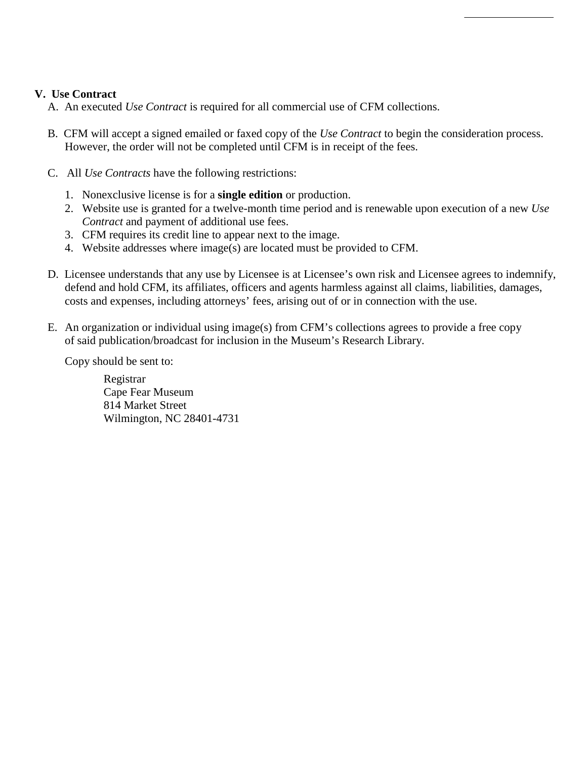## V. Use Contract

A. An executed *Use Contract* is required for all commercial use of CFM collections.

B. CFM will accept a signed emailed or faxed copy of the *Use Contract* to begin the consideration process. However, the order will not be completed until CFM is in receipt of the fees.

C. All *Use Contracts* have the following restrictions:

1. Nonexclusive license is for a **single edition** or production.
2. Website use is granted for a twelve-month time period and is renewable upon execution of a new *Use Contract* and payment of additional use fees.
3. CFM requires its credit line to appear next to the image.
4. Website addresses where image(s) are located must be provided to CFM.

D. Licensee understands that any use by Licensee is at Licensee's own risk and Licensee agrees to indemnify, defend and hold CFM, its affiliates, officers and agents harmless against all claims, liabilities, damages, costs and expenses, including attorneys' fees, arising out of or in connection with the use.

E. An organization or individual using image(s) from CFM's collections agrees to provide a free copy of said publication/broadcast for inclusion in the Museum's Research Library.

Copy should be sent to:

Registrar
Cape Fear Museum
814 Market Street
Wilmington, NC 28401-4731